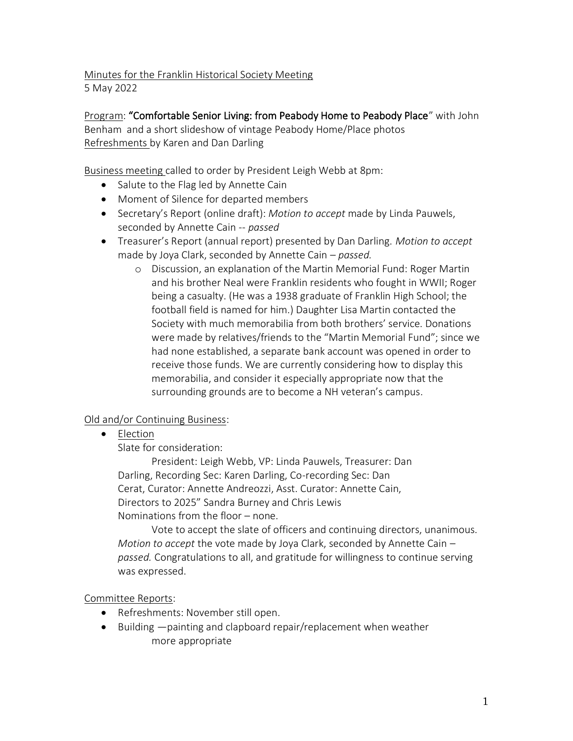Minutes for the Franklin Historical Society Meeting
5 May 2022

Program: **"Comfortable Senior Living: from Peabody Home to Peabody Place**" with John Benham and a short slideshow of vintage Peabody Home/Place photos
Refreshments by Karen and Dan Darling

Business meeting called to order by President Leigh Webb at 8pm:

- Salute to the Flag led by Annette Cain
- Moment of Silence for departed members
- Secretary's Report (online draft): *Motion to accept* made by Linda Pauwels, seconded by Annette Cain -- *passed*
- Treasurer's Report (annual report) presented by Dan Darling. *Motion to accept* made by Joya Clark, seconded by Annette Cain – *passed.*
    - Discussion, an explanation of the Martin Memorial Fund: Roger Martin and his brother Neal were Franklin residents who fought in WWII; Roger being a casualty. (He was a 1938 graduate of Franklin High School; the football field is named for him.) Daughter Lisa Martin contacted the Society with much memorabilia from both brothers' service. Donations were made by relatives/friends to the "Martin Memorial Fund"; since we had none established, a separate bank account was opened in order to receive those funds. We are currently considering how to display this memorabilia, and consider it especially appropriate now that the surrounding grounds are to become a NH veteran's campus.

Old and/or Continuing Business:

- Election

  Slate for consideration:

  President: Leigh Webb, VP: Linda Pauwels, Treasurer: Dan Darling, Recording Sec: Karen Darling, Co-recording Sec: Dan Cerat, Curator: Annette Andreozzi, Asst. Curator: Annette Cain, Directors to 2025" Sandra Burney and Chris Lewis

  Nominations from the floor – none.

  Vote to accept the slate of officers and continuing directors, unanimous. *Motion to accept* the vote made by Joya Clark, seconded by Annette Cain – *passed.* Congratulations to all, and gratitude for willingness to continue serving was expressed.

Committee Reports:

- Refreshments: November still open.
- Building —painting and clapboard repair/replacement when weather more appropriate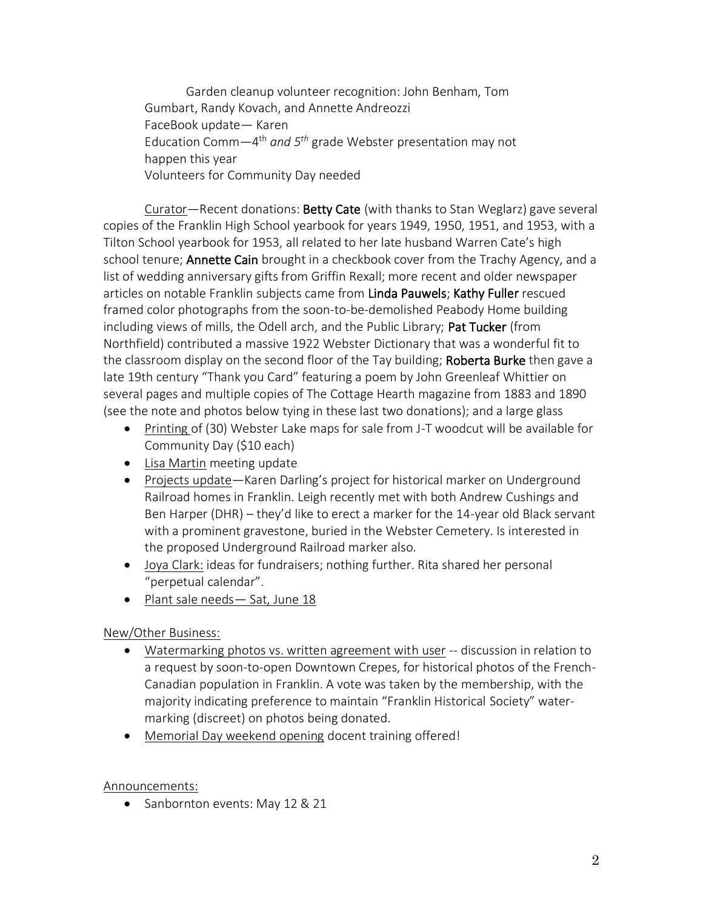Garden cleanup volunteer recognition: John Benham, Tom Gumbart, Randy Kovach, and Annette Andreozzi
FaceBook update— Karen
Education Comm—4th *and 5th* grade Webster presentation may not happen this year
Volunteers for Community Day needed

<u>Curator</u>—Recent donations: **Betty Cate** (with thanks to Stan Weglarz) gave several copies of the Franklin High School yearbook for years 1949, 1950, 1951, and 1953, with a Tilton School yearbook for 1953, all related to her late husband Warren Cate's high school tenure; **Annette Cain** brought in a checkbook cover from the Trachy Agency, and a list of wedding anniversary gifts from Griffin Rexall; more recent and older newspaper articles on notable Franklin subjects came from **Linda Pauwels**; **Kathy Fuller** rescued framed color photographs from the soon-to-be-demolished Peabody Home building including views of mills, the Odell arch, and the Public Library; **Pat Tucker** (from Northfield) contributed a massive 1922 Webster Dictionary that was a wonderful fit to the classroom display on the second floor of the Tay building; **Roberta Burke** then gave a late 19th century "Thank you Card" featuring a poem by John Greenleaf Whittier on several pages and multiple copies of The Cottage Hearth magazine from 1883 and 1890 (see the note and photos below tying in these last two donations); and a large glass

- <u>Printing</u> of (30) Webster Lake maps for sale from J-T woodcut will be available for Community Day ($10 each)
- <u>Lisa Martin</u> meeting update
- <u>Projects update</u>—Karen Darling's project for historical marker on Underground Railroad homes in Franklin. Leigh recently met with both Andrew Cushings and Ben Harper (DHR) – they'd like to erect a marker for the 14-year old Black servant with a prominent gravestone, buried in the Webster Cemetery. Is interested in the proposed Underground Railroad marker also.
- <u>Joya Clark:</u> ideas for fundraisers; nothing further. Rita shared her personal "perpetual calendar".
- <u>Plant sale needs— Sat, June 18</u>

<u>New/Other Business:</u>

- <u>Watermarking photos vs. written agreement with user</u> -- discussion in relation to a request by soon-to-open Downtown Crepes, for historical photos of the French-Canadian population in Franklin. A vote was taken by the membership, with the majority indicating preference to maintain "Franklin Historical Society" water-marking (discreet) on photos being donated.
- <u>Memorial Day weekend opening</u> docent training offered!

<u>Announcements:</u>

- Sanbornton events: May 12 & 21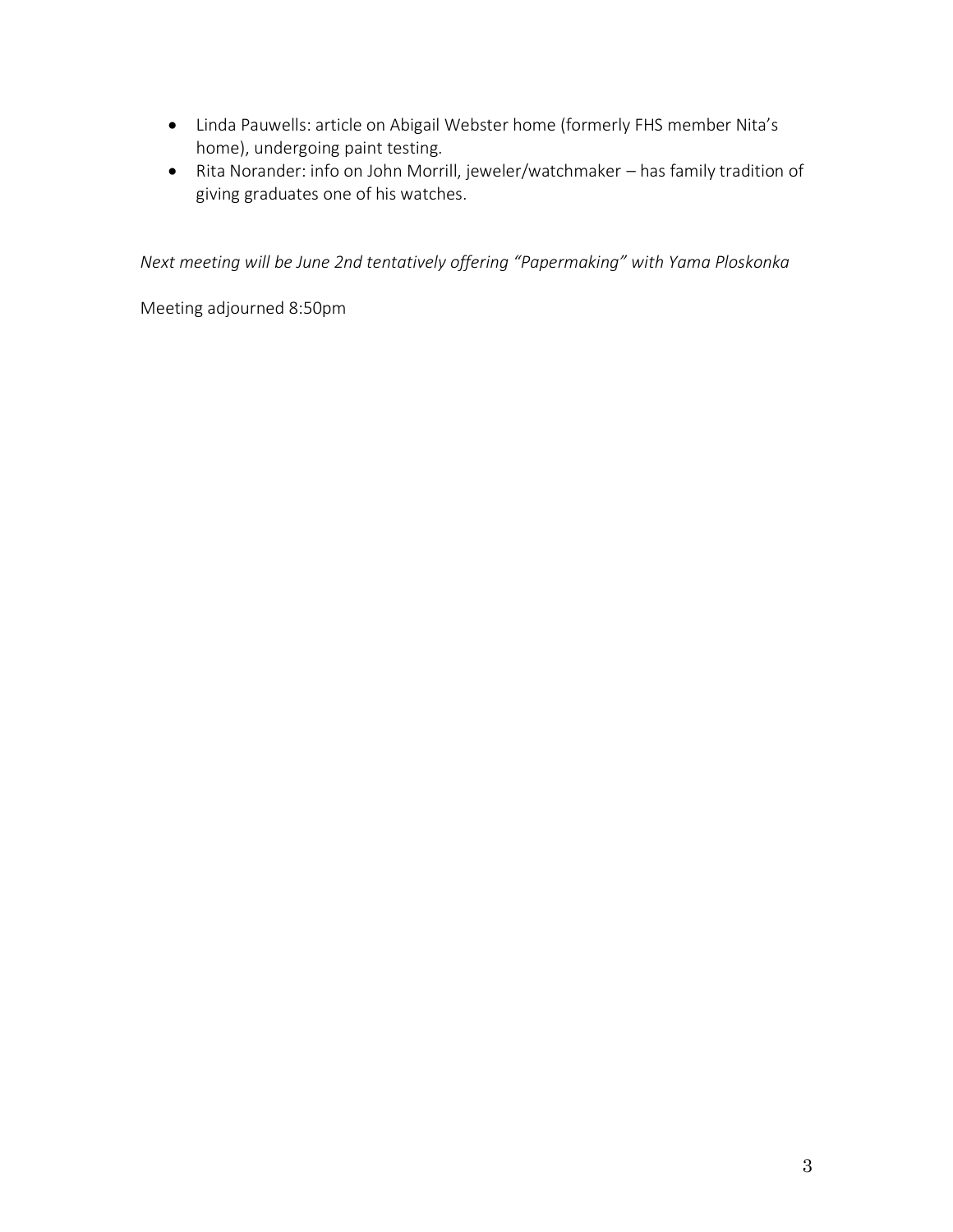- Linda Pauwells: article on Abigail Webster home (formerly FHS member Nita's home), undergoing paint testing.
- Rita Norander: info on John Morrill, jeweler/watchmaker – has family tradition of giving graduates one of his watches.

*Next meeting will be June 2nd tentatively offering "Papermaking" with Yama Ploskonka*

Meeting adjourned 8:50pm